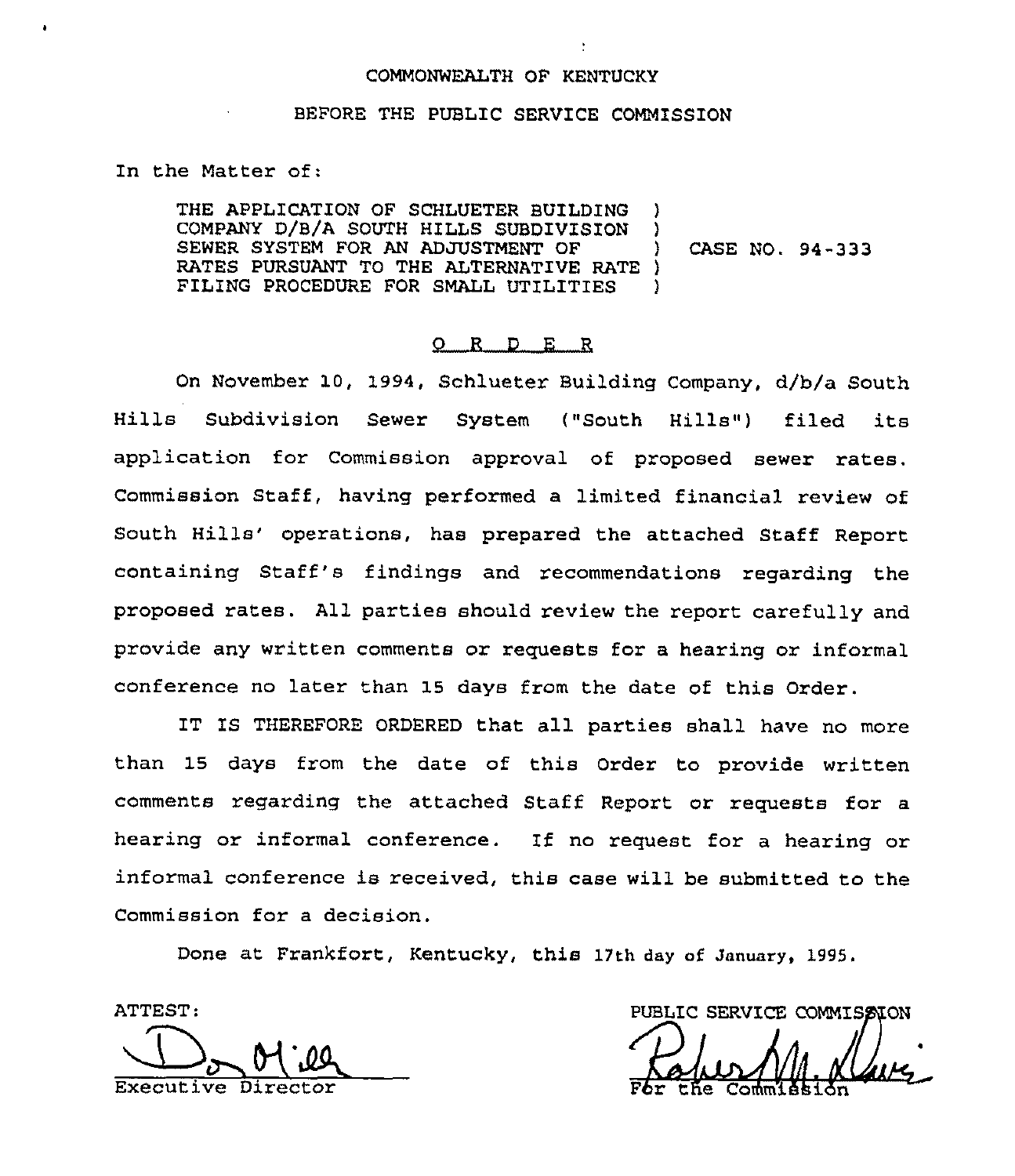COMMONWEALTH OF KENTUCKY

BEFORE THE PUBLIC SERVICE COMMISSION

In the Matter of:

THE APPLICATION OF SCHLUETER BUILDING COMPANY D/B/A SOUTH HILLS SUBDIVISION SEWER SYSTEM FOR AN ADJUSTMENT OF RATES PURSUANT TO THE ALTERNATIVE RATE FILING PROCEDURE FOR SMALL UTILITIES ) CASE NO. 94-333

## O R D E R

On November 10, 1994, Schlueter Building Company, d/b/a South Hills Subdivision Sewer System ("South Hills") filed its application for Commission approval of proposed sewer rates. Commission Staff, having performed a limited financial review of South Hills' operations, has prepared the attached Staff Report containing Staff's findings and recommendations regarding the proposed rates. All parties should review the report carefully and provide any written comments or requests for a hearing or informal conference no later than 15 days from the date of this Order.

IT IS THEREFORE ORDERED that all parties shall have no more than 15 days from the date of this Order to provide written comments regarding the attached Staff Report or requests for a hearing or informal conference. If no request for a hearing or informal conference is received, this case will be submitted to the Commission for a decision.

Done at Frankfort, Kentucky, this 17th day of January, 1995.

ATTEST:

Executive Director

PUBLIC SERVICE COMMISSION

For the Commission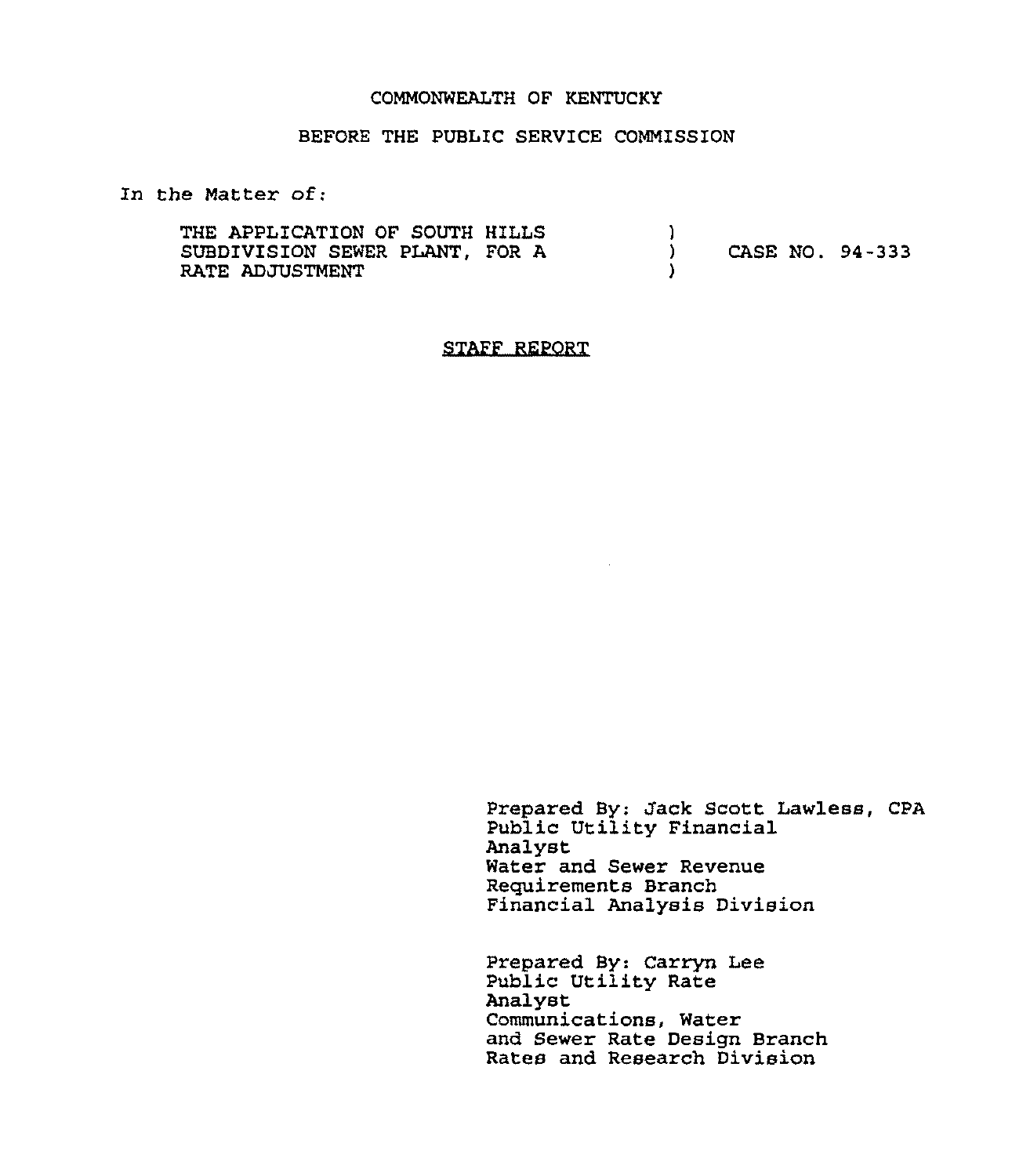COMMONWEALTH OF KENTUCKY

BEFORE THE PUBLIC SERVICE COMMISSION

In the Matter of:

| | | |
|---|---|---|
| THE APPLICATION OF SOUTH HILLS SUBDIVISION SEWER PLANT, FOR A RATE ADJUSTMENT | ) ) ) | CASE NO. 94-333 |

## STAFF REPORT

Prepared By: Jack Scott Lawless, CPA
Public Utility Financial Analyst
Water and Sewer Revenue Requirements Branch
Financial Analysis Division

Prepared By: Carryn Lee
Public Utility Rate Analyst
Communications, Water and Sewer Rate Design Branch
Rates and Research Division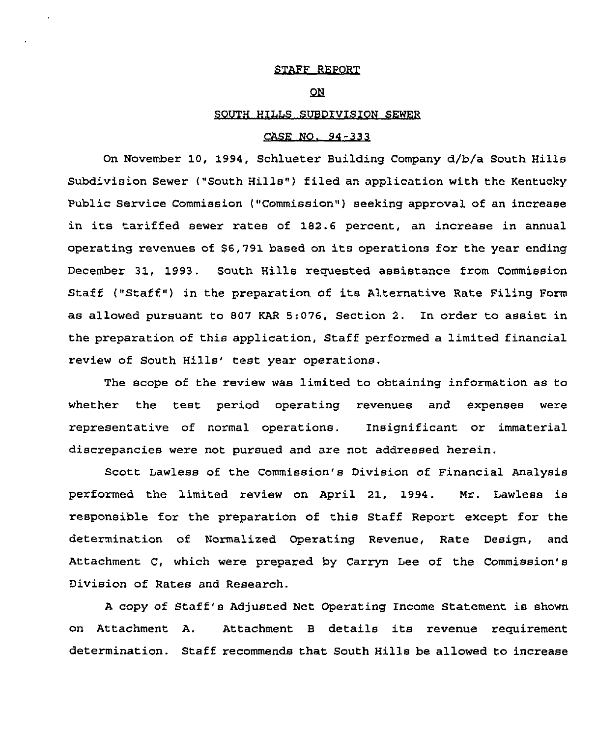STAFF REPORT

ON

SOUTH HILLS SUBDIVISION SEWER

CASE NO. 94-333

On November 10, 1994, Schlueter Building Company d/b/a South Hills Subdivision Sewer ("South Hills") filed an application with the Kentucky Public Service Commission ("Commission") seeking approval of an increase in its tariffed sewer rates of 182.6 percent, an increase in annual operating revenues of $6,791 based on its operations for the year ending December 31, 1993. South Hills requested assistance from Commission Staff ("Staff") in the preparation of its Alternative Rate Filing Form as allowed pursuant to 807 KAR 5:076, Section 2. In order to assist in the preparation of this application, Staff performed a limited financial review of South Hills' test year operations.

The scope of the review was limited to obtaining information as to whether the test period operating revenues and expenses were representative of normal operations. Insignificant or immaterial discrepancies were not pursued and are not addressed herein.

Scott Lawless of the Commission's Division of Financial Analysis performed the limited review on April 21, 1994. Mr. Lawless is responsible for the preparation of this Staff Report except for the determination of Normalized Operating Revenue, Rate Design, and Attachment C, which were prepared by Carryn Lee of the Commission's Division of Rates and Research.

A copy of Staff's Adjusted Net Operating Income Statement is shown on Attachment A. Attachment B details its revenue requirement determination. Staff recommends that South Hills be allowed to increase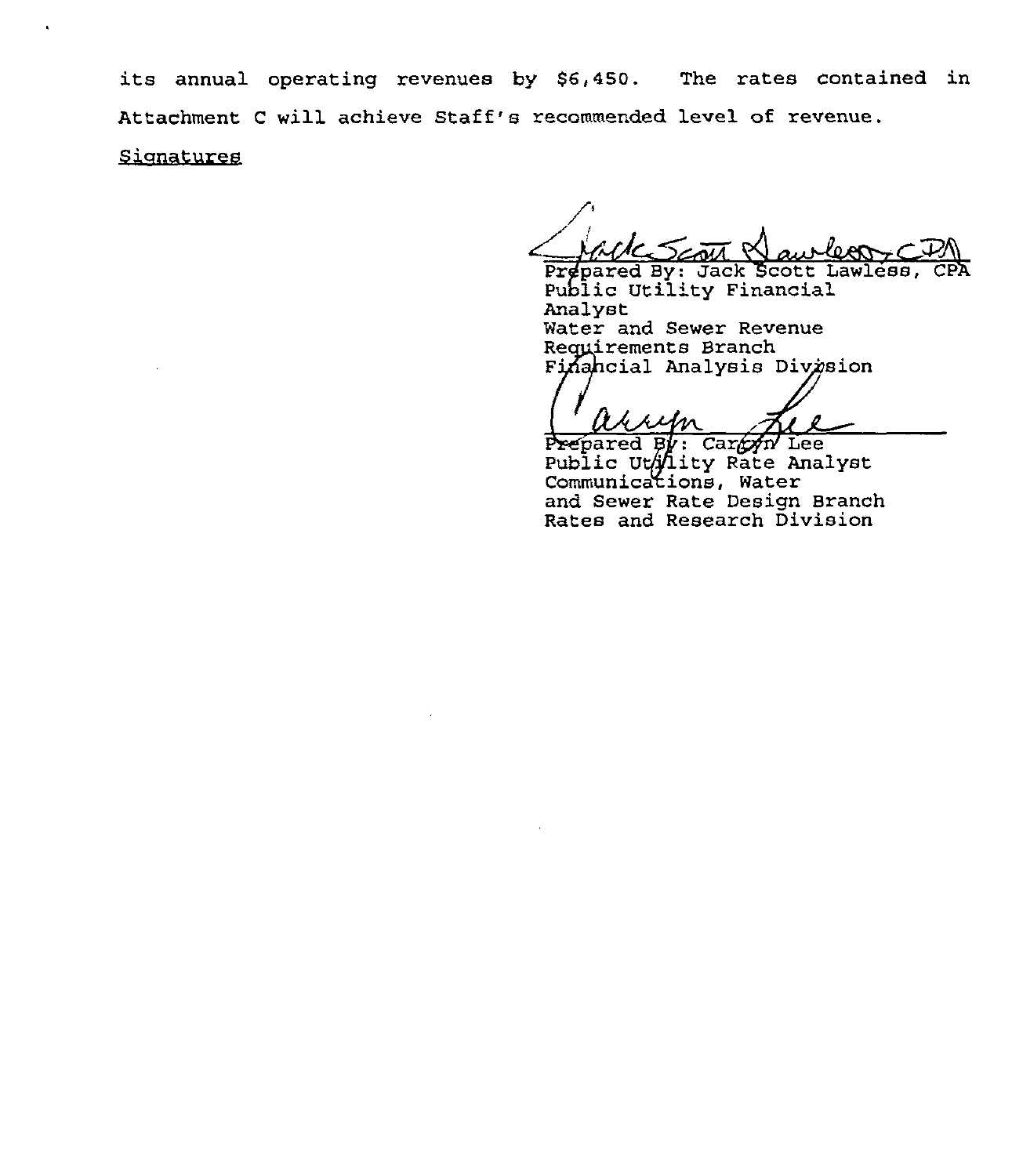its annual operating revenues by $6,450. The rates contained in Attachment C will achieve Staff's recommended level of revenue.

Signatures

Prepared By: Jack Scott Lawless, CPA
Public Utility Financial Analyst
Water and Sewer Revenue Requirements Branch
Financial Analysis Division

Prepared By: Carolyn Lee
Public Utility Rate Analyst
Communications, Water and Sewer Rate Design Branch
Rates and Research Division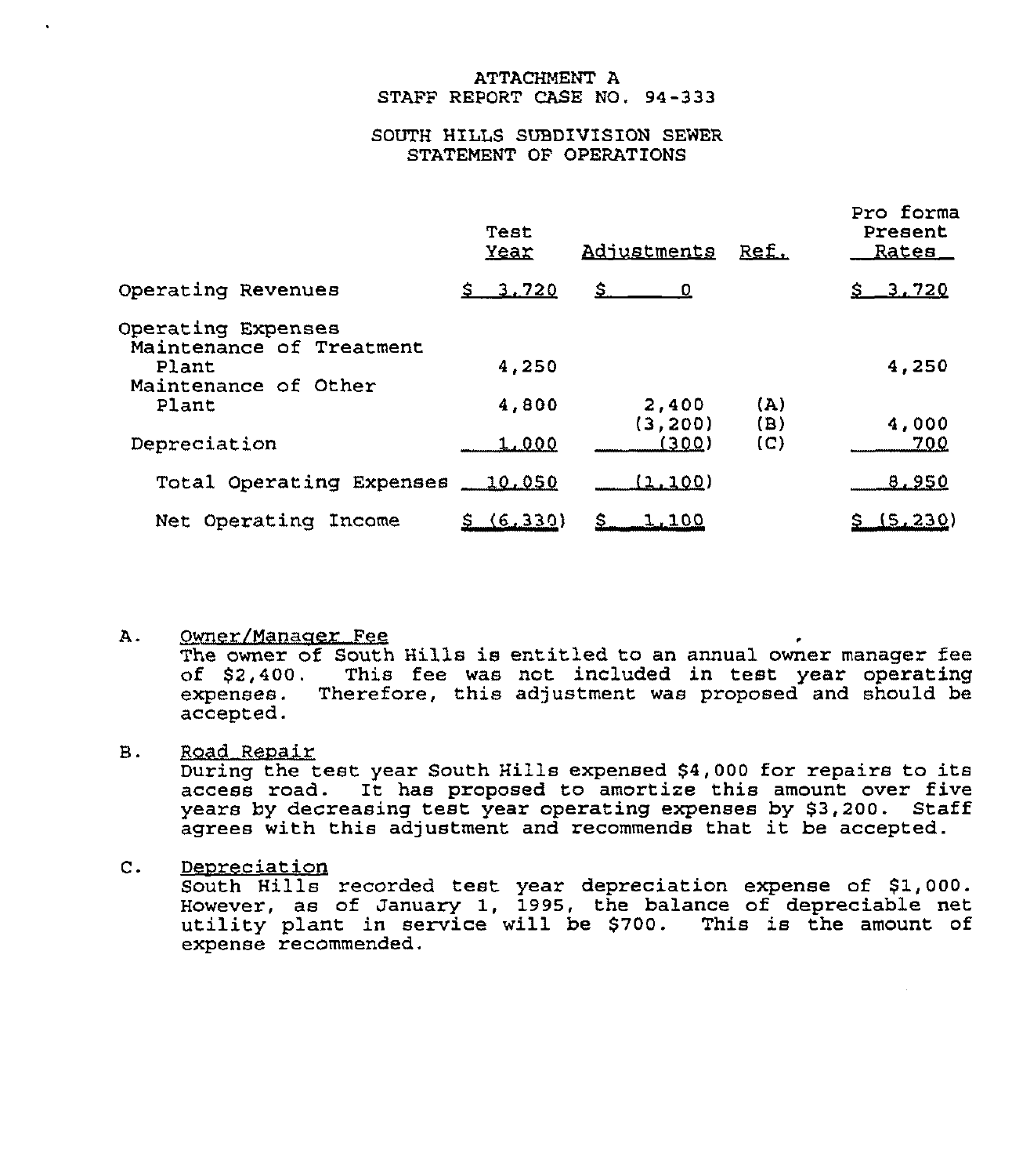ATTACHMENT A
STAFF REPORT CASE NO. 94-333

SOUTH HILLS SUBDIVISION SEWER
STATEMENT OF OPERATIONS

| | Test Year | Adjustments | Ref. | Pro forma Present Rates |
|---|---|---|---|---|
| Operating Revenues | $ 3,720 | $ 0 | | $ 3,720 |
| Operating Expenses | | | | |
| Maintenance of Treatment Plant | 4,250 | | | 4,250 |
| Maintenance of Other Plant | 4,800 | 2,400 | (A) | |
| | | (3,200) | (B) | 4,000 |
| Depreciation | 1,000 | (300) | (C) | 700 |
| Total Operating Expenses | 10,050 | (1,100) | | 8,950 |
| Net Operating Income | $ (6,330) | $ 1,100 | | $ (5,230) |

A. Owner/Manager Fee
The owner of South Hills is entitled to an annual owner manager fee of $2,400. This fee was not included in test year operating expenses. Therefore, this adjustment was proposed and should be accepted.

B. Road Repair
During the test year South Hills expensed $4,000 for repairs to its access road. It has proposed to amortize this amount over five years by decreasing test year operating expenses by $3,200. Staff agrees with this adjustment and recommends that it be accepted.

C. Depreciation
South Hills recorded test year depreciation expense of $1,000. However, as of January 1, 1995, the balance of depreciable net utility plant in service will be $700. This is the amount of expense recommended.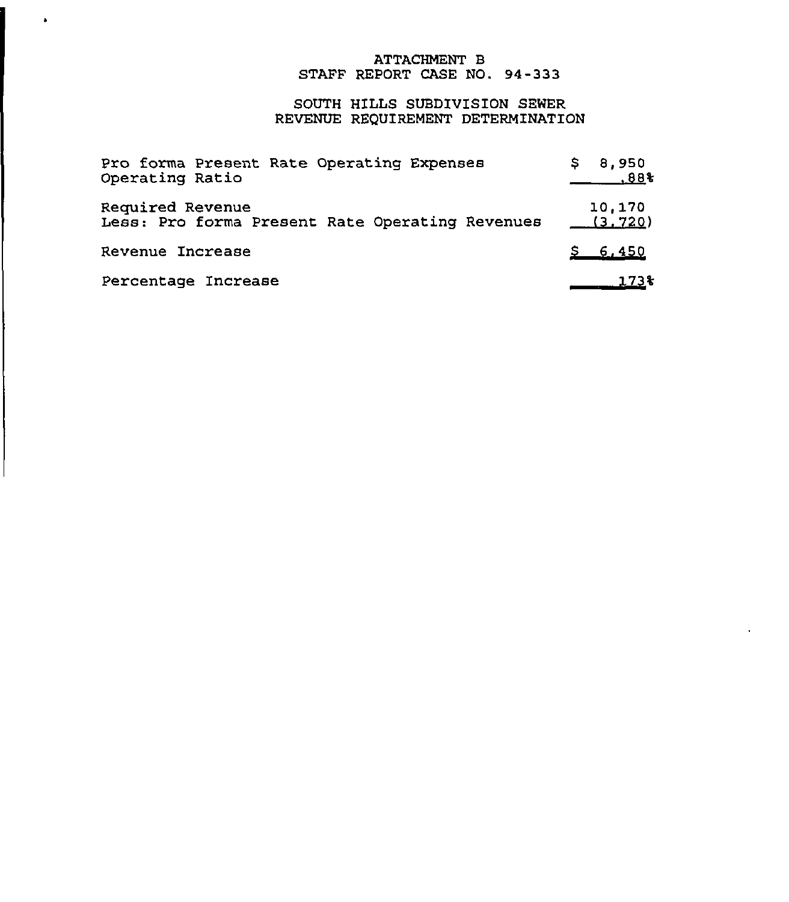ATTACHMENT B
STAFF REPORT CASE NO. 94-333

SOUTH HILLS SUBDIVISION SEWER
REVENUE REQUIREMENT DETERMINATION

| | |
|---|---|
| Pro forma Present Rate Operating Expenses | $ 8,950 |
| Operating Ratio | .88% |
| Required Revenue | 10,170 |
| Less: Pro forma Present Rate Operating Revenues | (3,720) |
| Revenue Increase | $ 6,450 |
| Percentage Increase | 173% |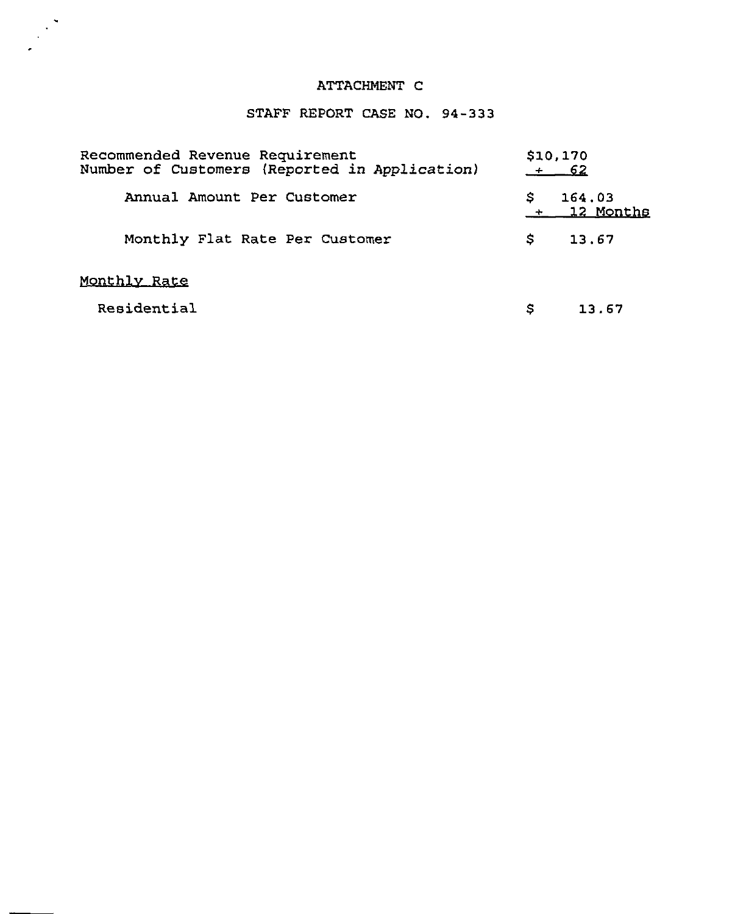ATTACHMENT C

STAFF REPORT CASE NO. 94-333

| | |
|---|---|
| Recommended Revenue Requirement | $10,170 |
| Number of Customers (Reported in Application) | ÷ 62 |
| Annual Amount Per Customer | $ 164.03 |
| | ÷ 12 Months |
| Monthly Flat Rate Per Customer | $ 13.67 |

Monthly Rate

| | |
|---|---|
| Residential | $ 13.67 |